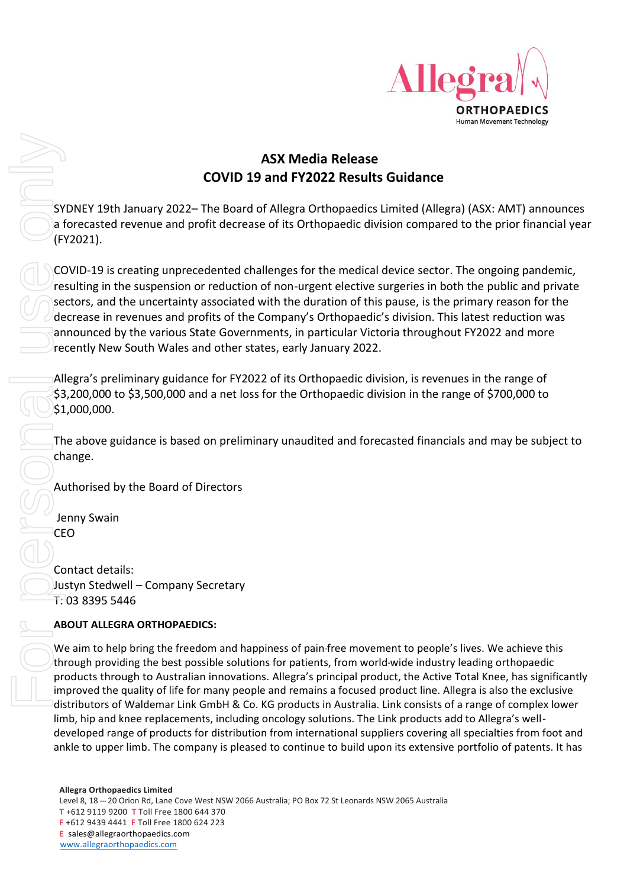# ASX Media Release
## COVID 19 and FY2022 Results Guidance

SYDNEY 19th January 2022– The Board of Allegra Orthopaedics Limited (Allegra) (ASX: AMT) announces a forecasted revenue and profit decrease of its Orthopaedic division compared to the prior financial year (FY2021).

COVID-19 is creating unprecedented challenges for the medical device sector. The ongoing pandemic, resulting in the suspension or reduction of non-urgent elective surgeries in both the public and private sectors, and the uncertainty associated with the duration of this pause, is the primary reason for the decrease in revenues and profits of the Company's Orthopaedic's division. This latest reduction was announced by the various State Governments, in particular Victoria throughout FY2022 and more recently New South Wales and other states, early January 2022.

Allegra's preliminary guidance for FY2022 of its Orthopaedic division, is revenues in the range of $3,200,000 to $3,500,000 and a net loss for the Orthopaedic division in the range of $700,000 to $1,000,000.

The above guidance is based on preliminary unaudited and forecasted financials and may be subject to change.

Authorised by the Board of Directors

Jenny Swain
CEO

Contact details:
Justyn Stedwell – Company Secretary
T: 03 8395 5446

**ABOUT ALLEGRA ORTHOPAEDICS:**

We aim to help bring the freedom and happiness of pain-free movement to people's lives. We achieve this through providing the best possible solutions for patients, from world-wide industry leading orthopaedic products through to Australian innovations. Allegra's principal product, the Active Total Knee, has significantly improved the quality of life for many people and remains a focused product line. Allegra is also the exclusive distributors of Waldemar Link GmbH & Co. KG products in Australia. Link consists of a range of complex lower limb, hip and knee replacements, including oncology solutions. The Link products add to Allegra's well-developed range of products for distribution from international suppliers covering all specialties from foot and ankle to upper limb. The company is pleased to continue to build upon its extensive portfolio of patents. It has

**Allegra Orthopaedics Limited**
Level 8, 18 – 20 Orion Rd, Lane Cove West NSW 2066 Australia; PO Box 72 St Leonards NSW 2065 Australia
T +612 9119 9200 T Toll Free 1800 644 370
F +612 9439 4441 F Toll Free 1800 624 223
E sales@allegraorthopaedics.com
www.allegraorthopaedics.com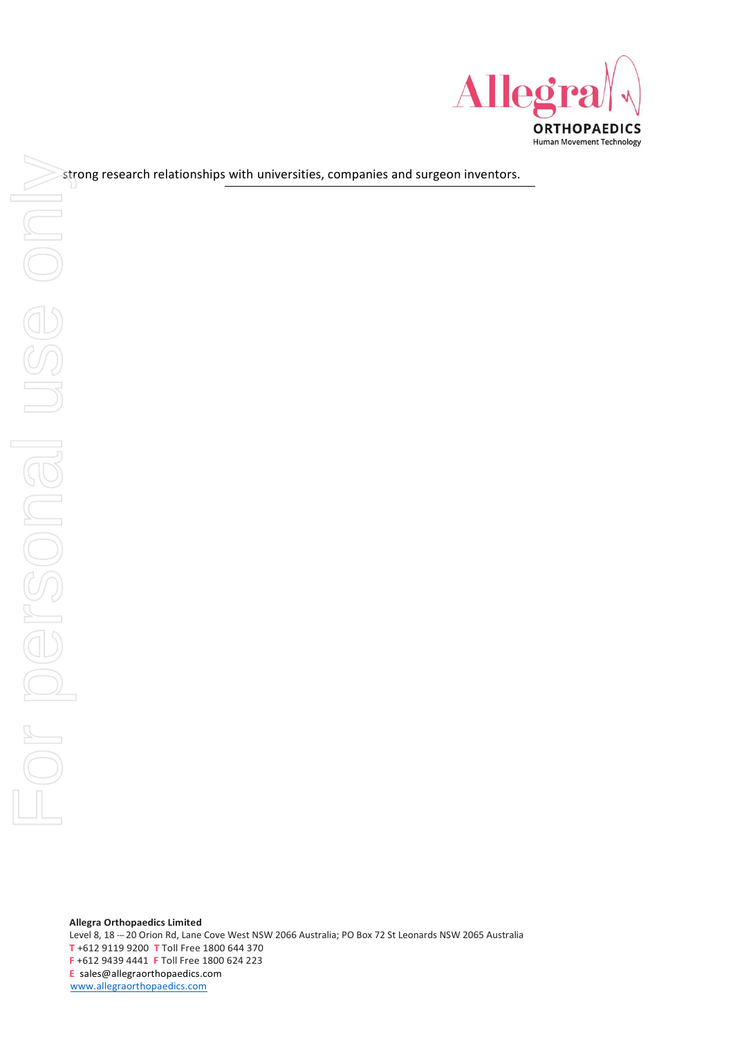strong research relationships with universities, companies and surgeon inventors.

**Allegra Orthopaedics Limited**
Level 8, 18 – 20 Orion Rd, Lane Cove West NSW 2066 Australia; PO Box 72 St Leonards NSW 2065 Australia
**T** +612 9119 9200 **T** Toll Free 1800 644 370
**F** +612 9439 4441 **F** Toll Free 1800 624 223
**E** sales@allegraorthopaedics.com
www.allegraorthopaedics.com